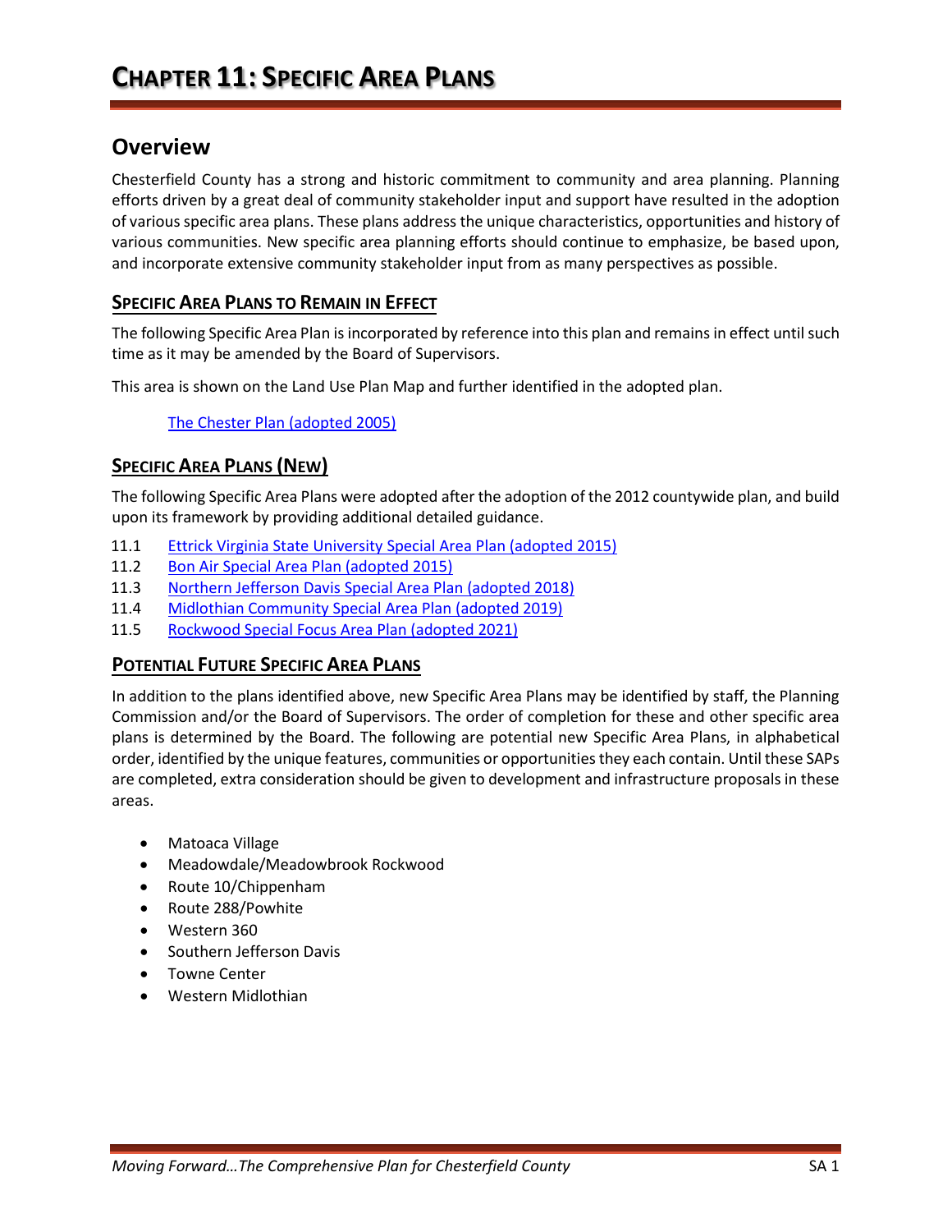# CHAPTER 11: SPECIFIC AREA PLANS

## Overview

Chesterfield County has a strong and historic commitment to community and area planning. Planning efforts driven by a great deal of community stakeholder input and support have resulted in the adoption of various specific area plans. These plans address the unique characteristics, opportunities and history of various communities. New specific area planning efforts should continue to emphasize, be based upon, and incorporate extensive community stakeholder input from as many perspectives as possible.

### SPECIFIC AREA PLANS TO REMAIN IN EFFECT

The following Specific Area Plan is incorporated by reference into this plan and remains in effect until such time as it may be amended by the Board of Supervisors.

This area is shown on the Land Use Plan Map and further identified in the adopted plan.

The Chester Plan (adopted 2005)

### SPECIFIC AREA PLANS (NEW)

The following Specific Area Plans were adopted after the adoption of the 2012 countywide plan, and build upon its framework by providing additional detailed guidance.

11.1 Ettrick Virginia State University Special Area Plan (adopted 2015)
11.2 Bon Air Special Area Plan (adopted 2015)
11.3 Northern Jefferson Davis Special Area Plan (adopted 2018)
11.4 Midlothian Community Special Area Plan (adopted 2019)
11.5 Rockwood Special Focus Area Plan (adopted 2021)

### POTENTIAL FUTURE SPECIFIC AREA PLANS

In addition to the plans identified above, new Specific Area Plans may be identified by staff, the Planning Commission and/or the Board of Supervisors. The order of completion for these and other specific area plans is determined by the Board. The following are potential new Specific Area Plans, in alphabetical order, identified by the unique features, communities or opportunities they each contain. Until these SAPs are completed, extra consideration should be given to development and infrastructure proposals in these areas.

- Matoaca Village
- Meadowdale/Meadowbrook Rockwood
- Route 10/Chippenham
- Route 288/Powhite
- Western 360
- Southern Jefferson Davis
- Towne Center
- Western Midlothian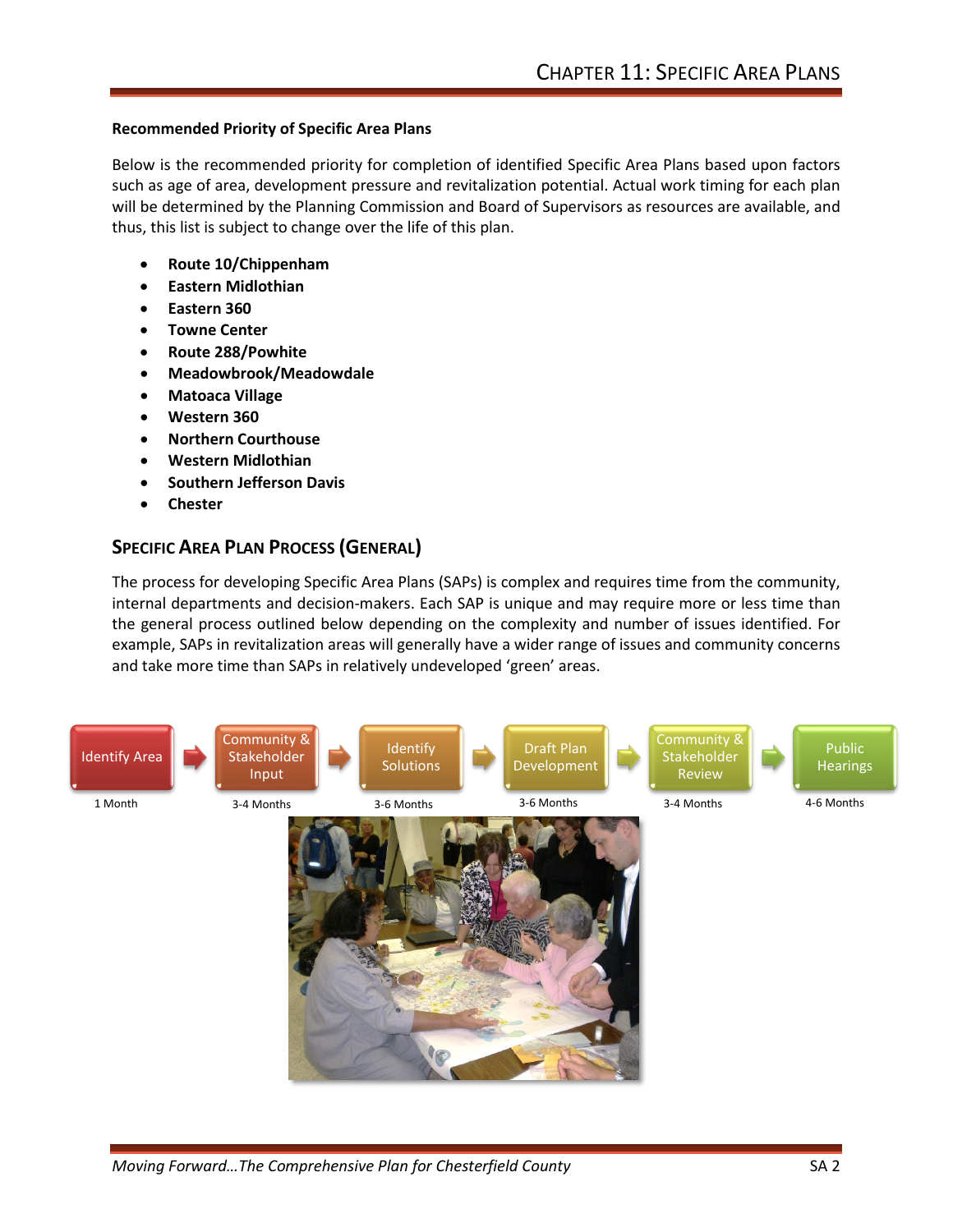### Recommended Priority of Specific Area Plans

Below is the recommended priority for completion of identified Specific Area Plans based upon factors such as age of area, development pressure and revitalization potential. Actual work timing for each plan will be determined by the Planning Commission and Board of Supervisors as resources are available, and thus, this list is subject to change over the life of this plan.

- **Route 10/Chippenham**
- **Eastern Midlothian**
- **Eastern 360**
- **Towne Center**
- **Route 288/Powhite**
- **Meadowbrook/Meadowdale**
- **Matoaca Village**
- **Western 360**
- **Northern Courthouse**
- **Western Midlothian**
- **Southern Jefferson Davis**
- **Chester**

## Specific Area Plan Process (General)

The process for developing Specific Area Plans (SAPs) is complex and requires time from the community, internal departments and decision-makers. Each SAP is unique and may require more or less time than the general process outlined below depending on the complexity and number of issues identified. For example, SAPs in revitalization areas will generally have a wider range of issues and community concerns and take more time than SAPs in relatively undeveloped 'green' areas.

| Identify Area | Community & Stakeholder Input | Identify Solutions | Draft Plan Development | Community & Stakeholder Review | Public Hearings |
|---|---|---|---|---|---|
| 1 Month | 3-4 Months | 3-6 Months | 3-6 Months | 3-4 Months | 4-6 Months |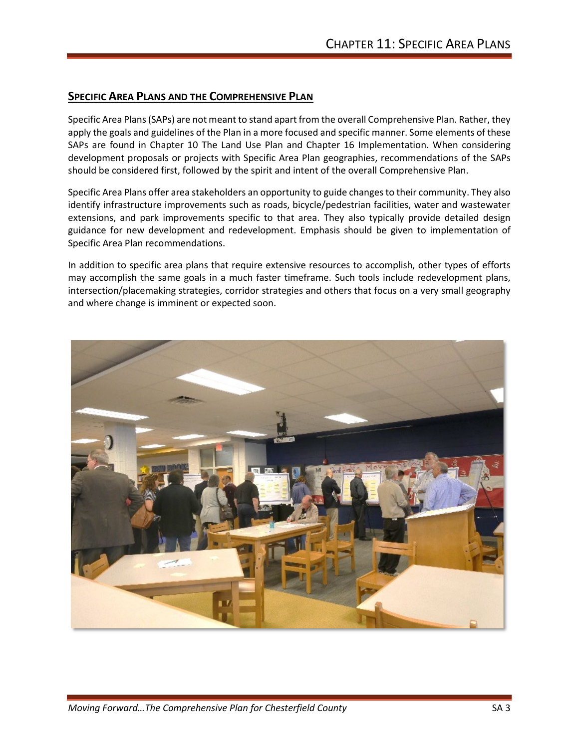## Specific Area Plans and the Comprehensive Plan

Specific Area Plans (SAPs) are not meant to stand apart from the overall Comprehensive Plan. Rather, they apply the goals and guidelines of the Plan in a more focused and specific manner. Some elements of these SAPs are found in Chapter 10 The Land Use Plan and Chapter 16 Implementation. When considering development proposals or projects with Specific Area Plan geographies, recommendations of the SAPs should be considered first, followed by the spirit and intent of the overall Comprehensive Plan.

Specific Area Plans offer area stakeholders an opportunity to guide changes to their community. They also identify infrastructure improvements such as roads, bicycle/pedestrian facilities, water and wastewater extensions, and park improvements specific to that area. They also typically provide detailed design guidance for new development and redevelopment. Emphasis should be given to implementation of Specific Area Plan recommendations.

In addition to specific area plans that require extensive resources to accomplish, other types of efforts may accomplish the same goals in a much faster timeframe. Such tools include redevelopment plans, intersection/placemaking strategies, corridor strategies and others that focus on a very small geography and where change is imminent or expected soon.